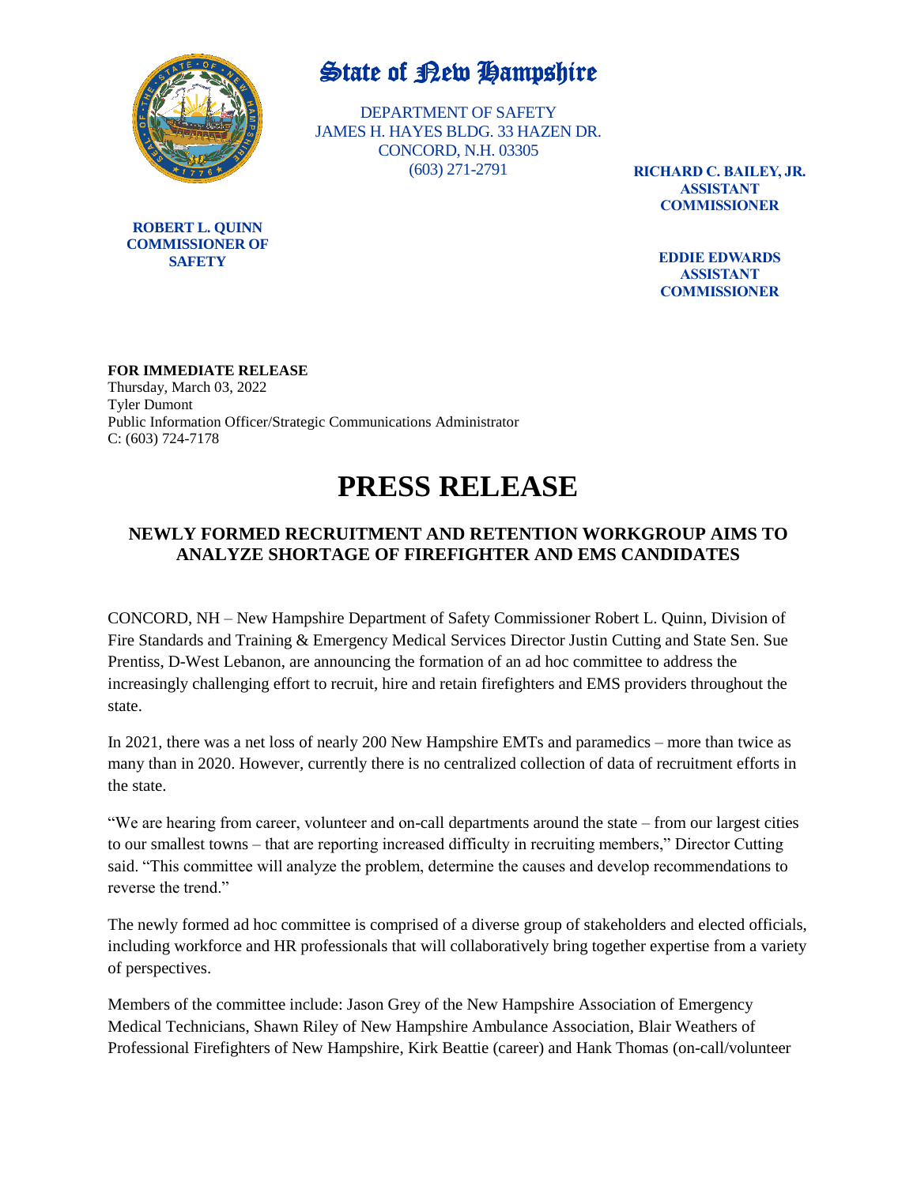# State of New Hampshire

DEPARTMENT OF SAFETY
JAMES H. HAYES BLDG. 33 HAZEN DR.
CONCORD, N.H. 03305
(603) 271-2791

**ROBERT L. QUINN**
**COMMISSIONER OF SAFETY**

**RICHARD C. BAILEY, JR.**
**ASSISTANT COMMISSIONER**

**EDDIE EDWARDS**
**ASSISTANT COMMISSIONER**

**FOR IMMEDIATE RELEASE**
Thursday, March 03, 2022
Tyler Dumont
Public Information Officer/Strategic Communications Administrator
C: (603) 724-7178

# PRESS RELEASE

## NEWLY FORMED RECRUITMENT AND RETENTION WORKGROUP AIMS TO ANALYZE SHORTAGE OF FIREFIGHTER AND EMS CANDIDATES

CONCORD, NH – New Hampshire Department of Safety Commissioner Robert L. Quinn, Division of Fire Standards and Training & Emergency Medical Services Director Justin Cutting and State Sen. Sue Prentiss, D-West Lebanon, are announcing the formation of an ad hoc committee to address the increasingly challenging effort to recruit, hire and retain firefighters and EMS providers throughout the state.

In 2021, there was a net loss of nearly 200 New Hampshire EMTs and paramedics – more than twice as many than in 2020. However, currently there is no centralized collection of data of recruitment efforts in the state.

"We are hearing from career, volunteer and on-call departments around the state – from our largest cities to our smallest towns – that are reporting increased difficulty in recruiting members," Director Cutting said. "This committee will analyze the problem, determine the causes and develop recommendations to reverse the trend."

The newly formed ad hoc committee is comprised of a diverse group of stakeholders and elected officials, including workforce and HR professionals that will collaboratively bring together expertise from a variety of perspectives.

Members of the committee include: Jason Grey of the New Hampshire Association of Emergency Medical Technicians, Shawn Riley of New Hampshire Ambulance Association, Blair Weathers of Professional Firefighters of New Hampshire, Kirk Beattie (career) and Hank Thomas (on-call/volunteer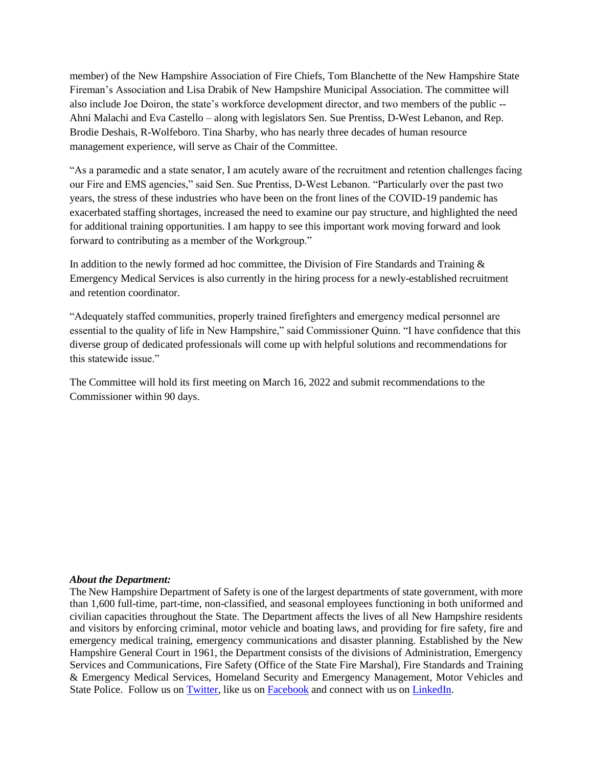member) of the New Hampshire Association of Fire Chiefs, Tom Blanchette of the New Hampshire State Fireman's Association and Lisa Drabik of New Hampshire Municipal Association. The committee will also include Joe Doiron, the state's workforce development director, and two members of the public -- Ahni Malachi and Eva Castello – along with legislators Sen. Sue Prentiss, D-West Lebanon, and Rep. Brodie Deshais, R-Wolfeboro. Tina Sharby, who has nearly three decades of human resource management experience, will serve as Chair of the Committee.

"As a paramedic and a state senator, I am acutely aware of the recruitment and retention challenges facing our Fire and EMS agencies," said Sen. Sue Prentiss, D-West Lebanon. "Particularly over the past two years, the stress of these industries who have been on the front lines of the COVID-19 pandemic has exacerbated staffing shortages, increased the need to examine our pay structure, and highlighted the need for additional training opportunities. I am happy to see this important work moving forward and look forward to contributing as a member of the Workgroup."

In addition to the newly formed ad hoc committee, the Division of Fire Standards and Training & Emergency Medical Services is also currently in the hiring process for a newly-established recruitment and retention coordinator.

"Adequately staffed communities, properly trained firefighters and emergency medical personnel are essential to the quality of life in New Hampshire," said Commissioner Quinn. "I have confidence that this diverse group of dedicated professionals will come up with helpful solutions and recommendations for this statewide issue."

The Committee will hold its first meeting on March 16, 2022 and submit recommendations to the Commissioner within 90 days.

***About the Department:***

The New Hampshire Department of Safety is one of the largest departments of state government, with more than 1,600 full-time, part-time, non-classified, and seasonal employees functioning in both uniformed and civilian capacities throughout the State. The Department affects the lives of all New Hampshire residents and visitors by enforcing criminal, motor vehicle and boating laws, and providing for fire safety, fire and emergency medical training, emergency communications and disaster planning. Established by the New Hampshire General Court in 1961, the Department consists of the divisions of Administration, Emergency Services and Communications, Fire Safety (Office of the State Fire Marshal), Fire Standards and Training & Emergency Medical Services, Homeland Security and Emergency Management, Motor Vehicles and State Police. Follow us on Twitter, like us on Facebook and connect with us on LinkedIn.